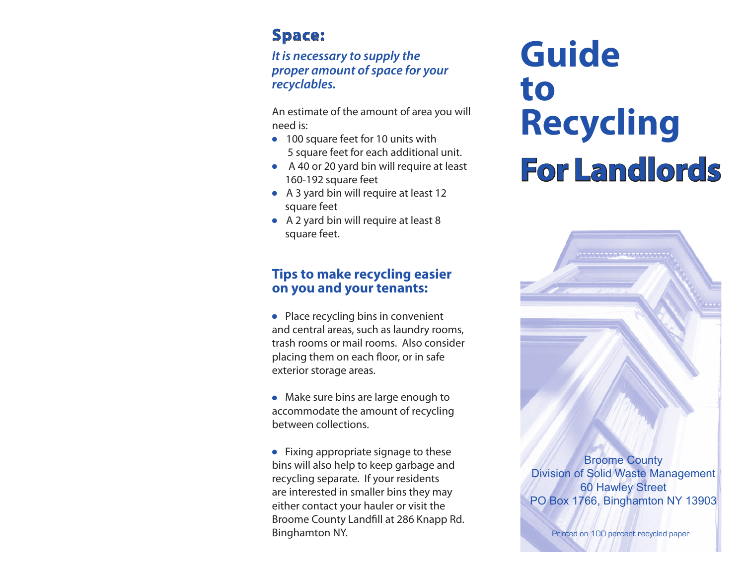## Space:

***It is necessary to supply the proper amount of space for your recyclables.***

An estimate of the amount of area you will need is:

- 100 square feet for 10 units with 5 square feet for each additional unit.
- A 40 or 20 yard bin will require at least 160-192 square feet
- A 3 yard bin will require at least 12 square feet
- A 2 yard bin will require at least 8 square feet.

## Tips to make recycling easier on you and your tenants:

- Place recycling bins in convenient and central areas, such as laundry rooms, trash rooms or mail rooms. Also consider placing them on each floor, or in safe exterior storage areas.

- Make sure bins are large enough to accommodate the amount of recycling between collections.

- Fixing appropriate signage to these bins will also help to keep garbage and recycling separate. If your residents are interested in smaller bins they may either contact your hauler or visit the Broome County Landfill at 286 Knapp Rd. Binghamton NY.

# Guide to Recycling

# For Landlords

Broome County
Division of Solid Waste Management
60 Hawley Street
PO Box 1766, Binghamton NY 13903

Printed on 100 percent recycled paper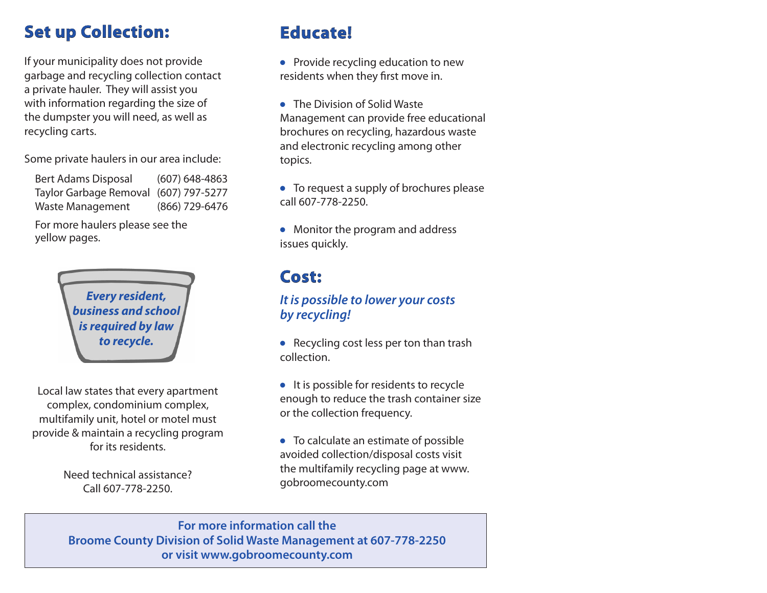## Set up Collection:

If your municipality does not provide garbage and recycling collection contact a private hauler. They will assist you with information regarding the size of the dumpster you will need, as well as recycling carts.

Some private haulers in our area include:

| | |
|---|---|
| Bert Adams Disposal | (607) 648-4863 |
| Taylor Garbage Removal | (607) 797-5277 |
| Waste Management | (866) 729-6476 |

For more haulers please see the yellow pages.

***Every resident, business and school is required by law to recycle.***

Local law states that every apartment complex, condominium complex, multifamily unit, hotel or motel must provide & maintain a recycling program for its residents.

Need technical assistance? Call 607-778-2250.

## Educate!

- Provide recycling education to new residents when they first move in.
- The Division of Solid Waste Management can provide free educational brochures on recycling, hazardous waste and electronic recycling among other topics.
- To request a supply of brochures please call 607-778-2250.
- Monitor the program and address issues quickly.

## Cost:

*It is possible to lower your costs by recycling!*

- Recycling cost less per ton than trash collection.
- It is possible for residents to recycle enough to reduce the trash container size or the collection frequency.
- To calculate an estimate of possible avoided collection/disposal costs visit the multifamily recycling page at www.gobroomecounty.com

**For more information call the Broome County Division of Solid Waste Management at 607-778-2250 or visit www.gobroomecounty.com**